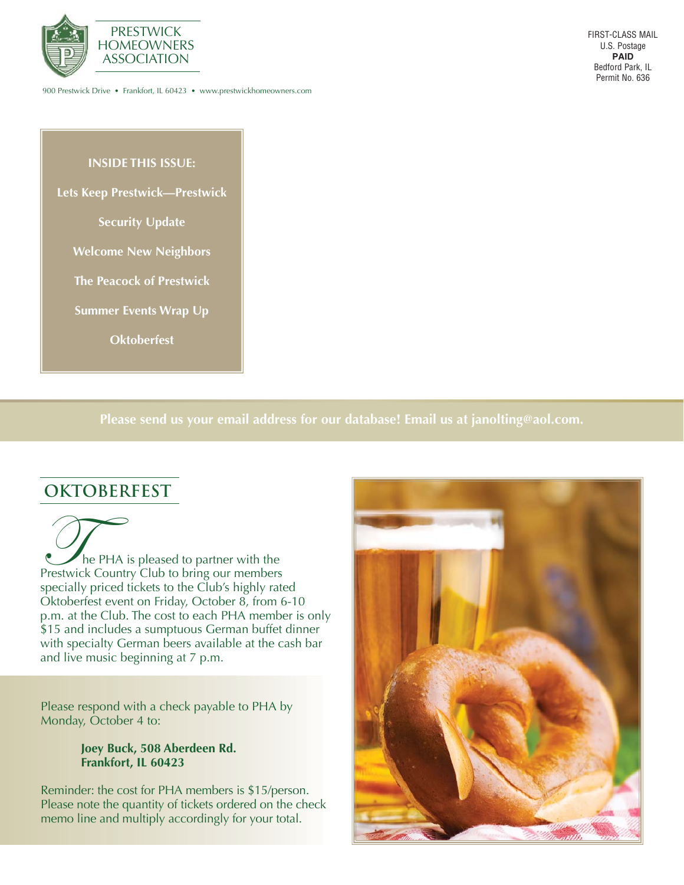PRESTWICK HOMEOWNERS ASSOCIATION

900 Prestwick Drive • Frankfort, IL 60423 • www.prestwickhomeowners.com

FIRST-CLASS MAIL
U.S. Postage
**PAID**
Bedford Park, IL
Permit No. 636

**INSIDE THIS ISSUE:**

- Lets Keep Prestwick—Prestwick
- Security Update
- Welcome New Neighbors
- The Peacock of Prestwick
- Summer Events Wrap Up
- Oktoberfest

**Please send us your email address for our database! Email us at janolting@aol.com.**

## OKTOBERFEST

The PHA is pleased to partner with the Prestwick Country Club to bring our members specially priced tickets to the Club's highly rated Oktoberfest event on Friday, October 8, from 6-10 p.m. at the Club. The cost to each PHA member is only $15 and includes a sumptuous German buffet dinner with specialty German beers available at the cash bar and live music beginning at 7 p.m.

Please respond with a check payable to PHA by Monday, October 4 to:

**Joey Buck, 508 Aberdeen Rd.**
**Frankfort, IL 60423**

Reminder: the cost for PHA members is $15/person. Please note the quantity of tickets ordered on the check memo line and multiply accordingly for your total.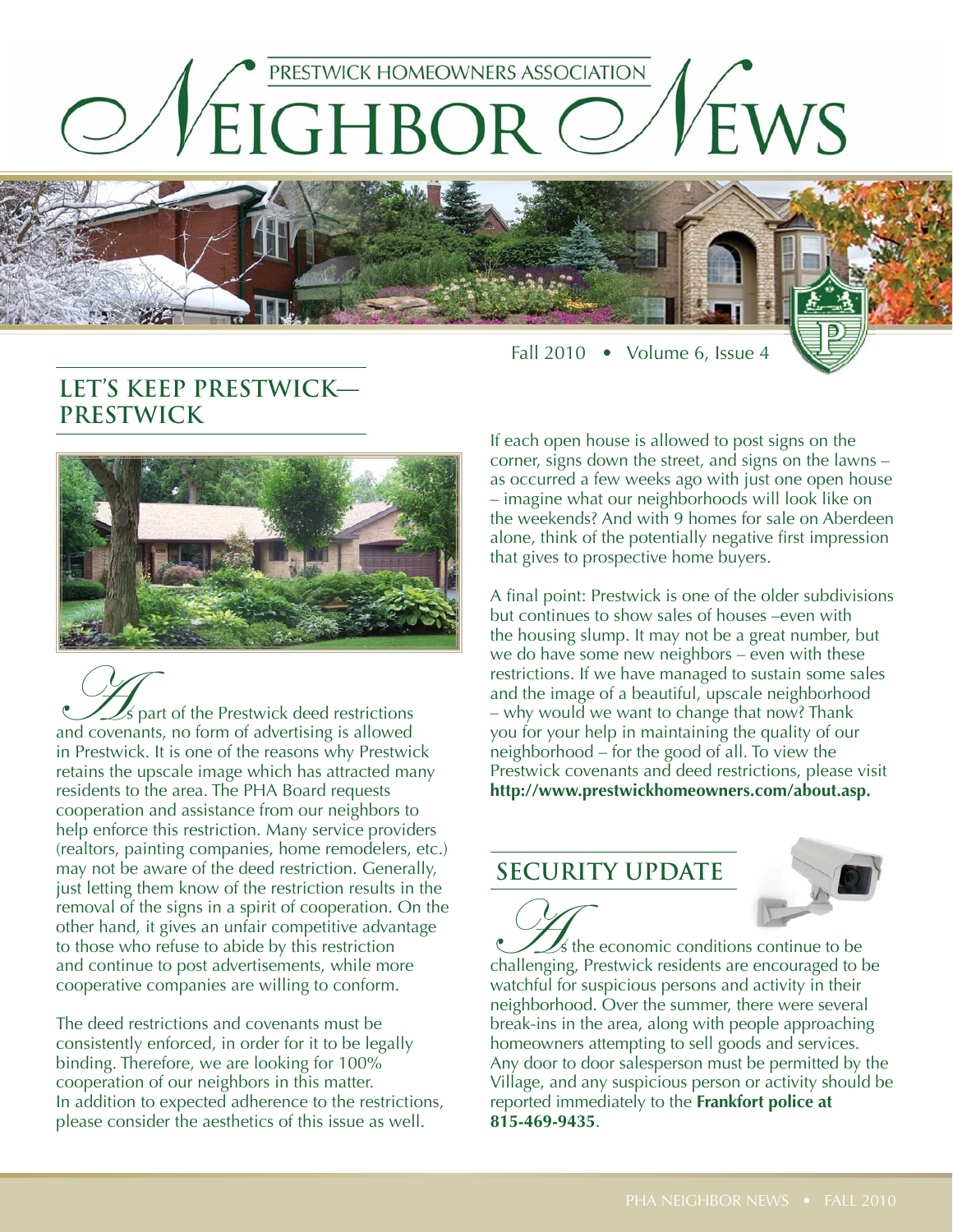# Neighbor News

PRESTWICK HOMEOWNERS ASSOCIATION

Fall 2010 • Volume 6, Issue 4

## LET'S KEEP PRESTWICK—PRESTWICK

As part of the Prestwick deed restrictions and covenants, no form of advertising is allowed in Prestwick. It is one of the reasons why Prestwick retains the upscale image which has attracted many residents to the area. The PHA Board requests cooperation and assistance from our neighbors to help enforce this restriction. Many service providers (realtors, painting companies, home remodelers, etc.) may not be aware of the deed restriction. Generally, just letting them know of the restriction results in the removal of the signs in a spirit of cooperation. On the other hand, it gives an unfair competitive advantage to those who refuse to abide by this restriction and continue to post advertisements, while more cooperative companies are willing to conform.

The deed restrictions and covenants must be consistently enforced, in order for it to be legally binding. Therefore, we are looking for 100% cooperation of our neighbors in this matter. In addition to expected adherence to the restrictions, please consider the aesthetics of this issue as well.

If each open house is allowed to post signs on the corner, signs down the street, and signs on the lawns – as occurred a few weeks ago with just one open house – imagine what our neighborhoods will look like on the weekends? And with 9 homes for sale on Aberdeen alone, think of the potentially negative first impression that gives to prospective home buyers.

A final point: Prestwick is one of the older subdivisions but continues to show sales of houses –even with the housing slump. It may not be a great number, but we do have some new neighbors – even with these restrictions. If we have managed to sustain some sales and the image of a beautiful, upscale neighborhood – why would we want to change that now? Thank you for your help in maintaining the quality of our neighborhood – for the good of all. To view the Prestwick covenants and deed restrictions, please visit **http://www.prestwickhomeowners.com/about.asp.**

## SECURITY UPDATE

As the economic conditions continue to be challenging, Prestwick residents are encouraged to be watchful for suspicious persons and activity in their neighborhood. Over the summer, there were several break-ins in the area, along with people approaching homeowners attempting to sell goods and services. Any door to door salesperson must be permitted by the Village, and any suspicious person or activity should be reported immediately to the **Frankfort police at 815-469-9435**.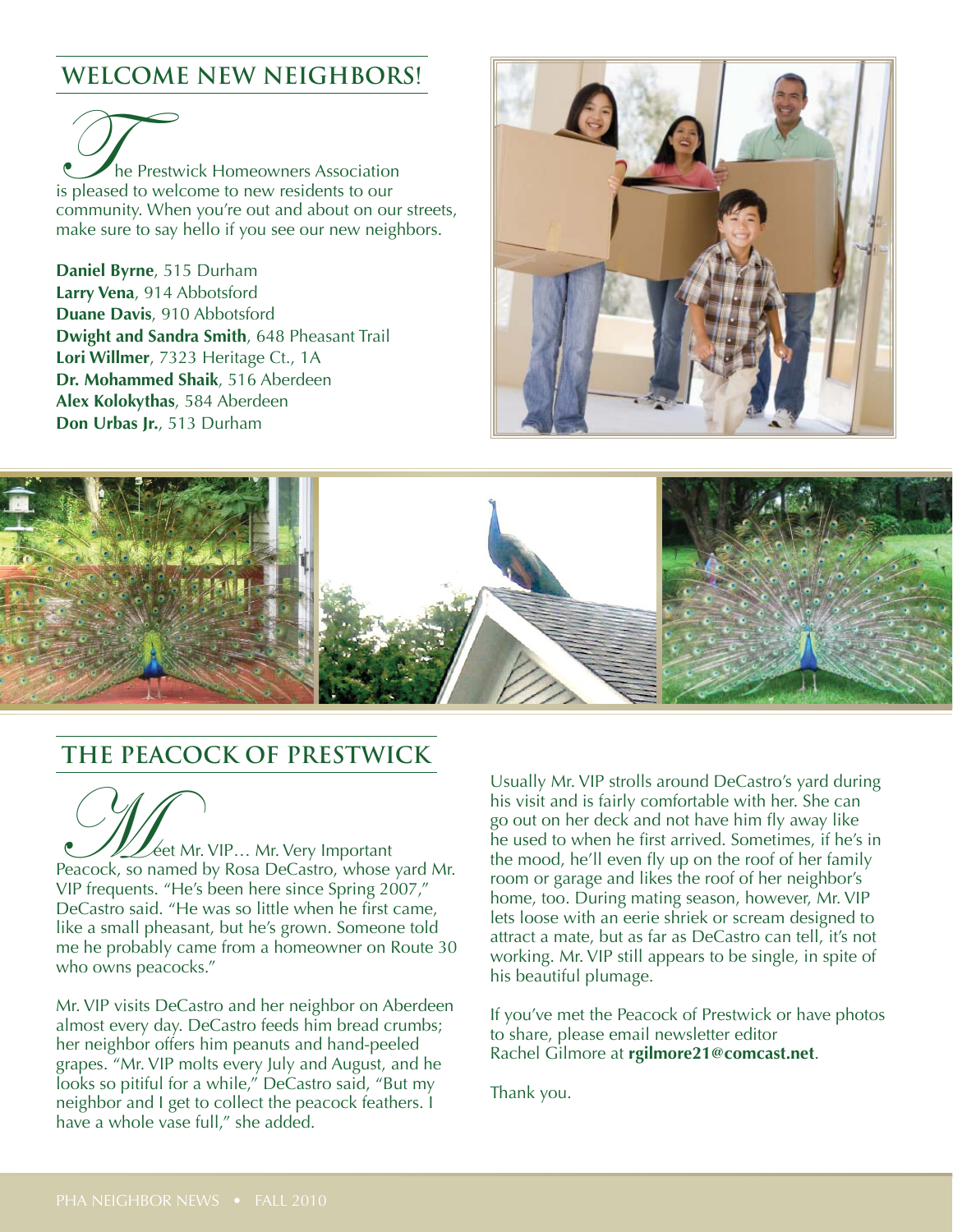## WELCOME NEW NEIGHBORS!

The Prestwick Homeowners Association is pleased to welcome to new residents to our community. When you're out and about on our streets, make sure to say hello if you see our new neighbors.

**Daniel Byrne**, 515 Durham
**Larry Vena**, 914 Abbotsford
**Duane Davis**, 910 Abbotsford
**Dwight and Sandra Smith**, 648 Pheasant Trail
**Lori Willmer**, 7323 Heritage Ct., 1A
**Dr. Mohammed Shaik**, 516 Aberdeen
**Alex Kolokythas**, 584 Aberdeen
**Don Urbas Jr.**, 513 Durham

## THE PEACOCK OF PRESTWICK

Meet Mr. VIP… Mr. Very Important Peacock, so named by Rosa DeCastro, whose yard Mr. VIP frequents. "He's been here since Spring 2007," DeCastro said. "He was so little when he first came, like a small pheasant, but he's grown. Someone told me he probably came from a homeowner on Route 30 who owns peacocks."

Mr. VIP visits DeCastro and her neighbor on Aberdeen almost every day. DeCastro feeds him bread crumbs; her neighbor offers him peanuts and hand-peeled grapes. "Mr. VIP molts every July and August, and he looks so pitiful for a while," DeCastro said, "But my neighbor and I get to collect the peacock feathers. I have a whole vase full," she added.

Usually Mr. VIP strolls around DeCastro's yard during his visit and is fairly comfortable with her. She can go out on her deck and not have him fly away like he used to when he first arrived. Sometimes, if he's in the mood, he'll even fly up on the roof of her family room or garage and likes the roof of her neighbor's home, too. During mating season, however, Mr. VIP lets loose with an eerie shriek or scream designed to attract a mate, but as far as DeCastro can tell, it's not working. Mr. VIP still appears to be single, in spite of his beautiful plumage.

If you've met the Peacock of Prestwick or have photos to share, please email newsletter editor Rachel Gilmore at **rgilmore21@comcast.net**.

Thank you.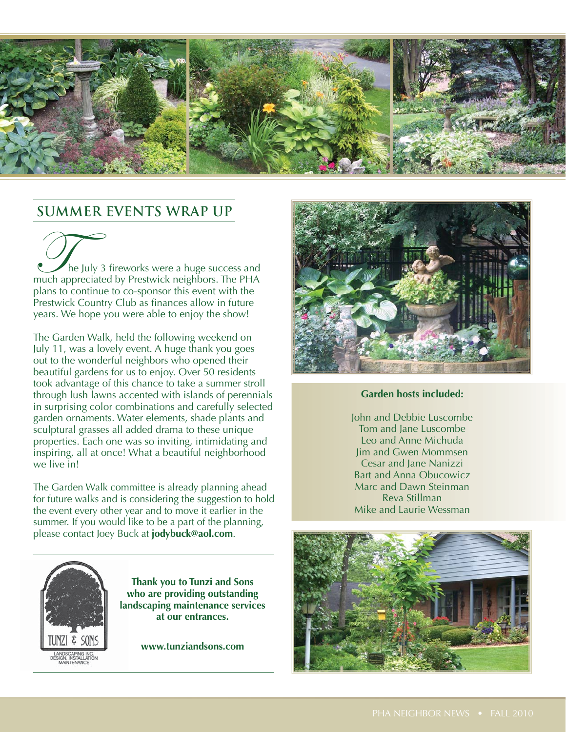## SUMMER EVENTS WRAP UP

The July 3 fireworks were a huge success and much appreciated by Prestwick neighbors. The PHA plans to continue to co-sponsor this event with the Prestwick Country Club as finances allow in future years. We hope you were able to enjoy the show!

The Garden Walk, held the following weekend on July 11, was a lovely event. A huge thank you goes out to the wonderful neighbors who opened their beautiful gardens for us to enjoy. Over 50 residents took advantage of this chance to take a summer stroll through lush lawns accented with islands of perennials in surprising color combinations and carefully selected garden ornaments. Water elements, shade plants and sculptural grasses all added drama to these unique properties. Each one was so inviting, intimidating and inspiring, all at once! What a beautiful neighborhood we live in!

The Garden Walk committee is already planning ahead for future walks and is considering the suggestion to hold the event every other year and to move it earlier in the summer. If you would like to be a part of the planning, please contact Joey Buck at **jodybuck@aol.com**.

**Garden hosts included:**

John and Debbie Luscombe
Tom and Jane Luscombe
Leo and Anne Michuda
Jim and Gwen Mommsen
Cesar and Jane Nanizzi
Bart and Anna Obucowicz
Marc and Dawn Steinman
Reva Stillman
Mike and Laurie Wessman

TUNZI & SONS
LANDSCAPING INC.
DESIGN, INSTALLATION
MAINTENANCE

**Thank you to Tunzi and Sons who are providing outstanding landscaping maintenance services at our entrances.**

**www.tunziandsons.com**